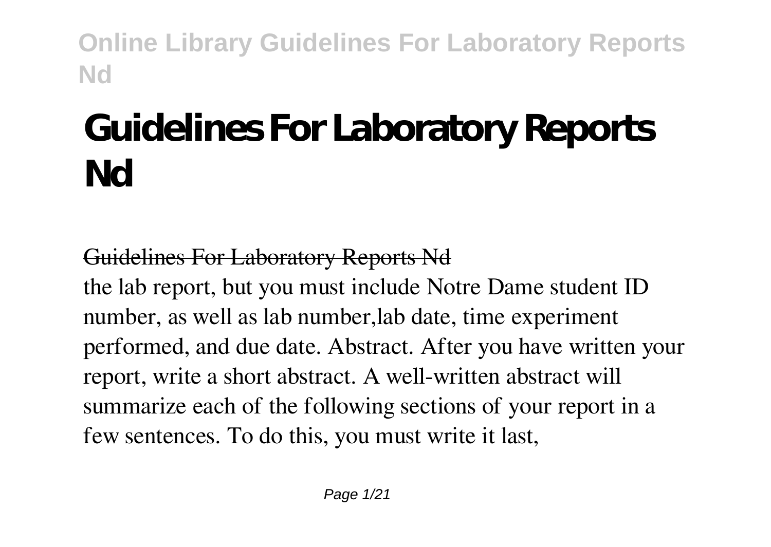# Guidelines For Laboratory Reports Nd

## Guidelines For Laboratory Reports Nd

the lab report, but you must include Notre Dame student ID number, as well as lab number,lab date, time experiment performed, and due date. Abstract. After you have written your report, write a short abstract. A well-written abstract will summarize each of the following sections of your report in a few sentences. To do this, you must write it last,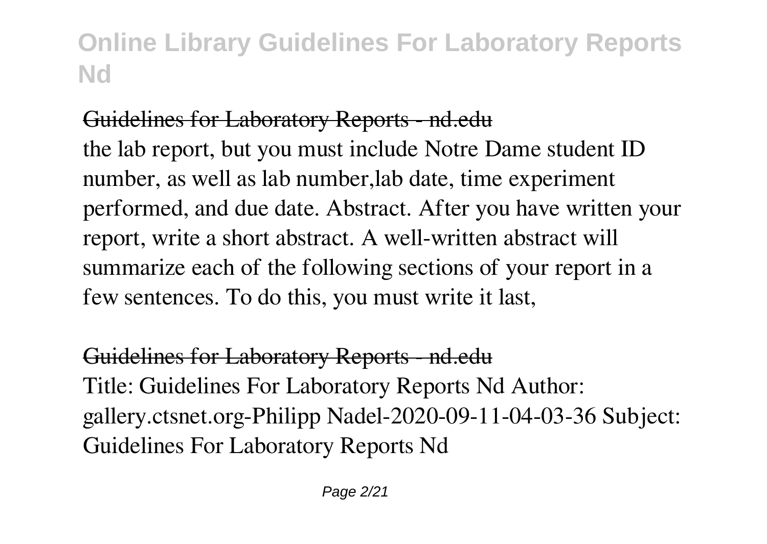## Guidelines for Laboratory Reports - nd.edu

the lab report, but you must include Notre Dame student ID number, as well as lab number,lab date, time experiment performed, and due date. Abstract. After you have written your report, write a short abstract. A well-written abstract will summarize each of the following sections of your report in a few sentences. To do this, you must write it last,

## Guidelines for Laboratory Reports - nd.edu

Title: Guidelines For Laboratory Reports Nd Author: gallery.ctsnet.org-Philipp Nadel-2020-09-11-04-03-36 Subject: Guidelines For Laboratory Reports Nd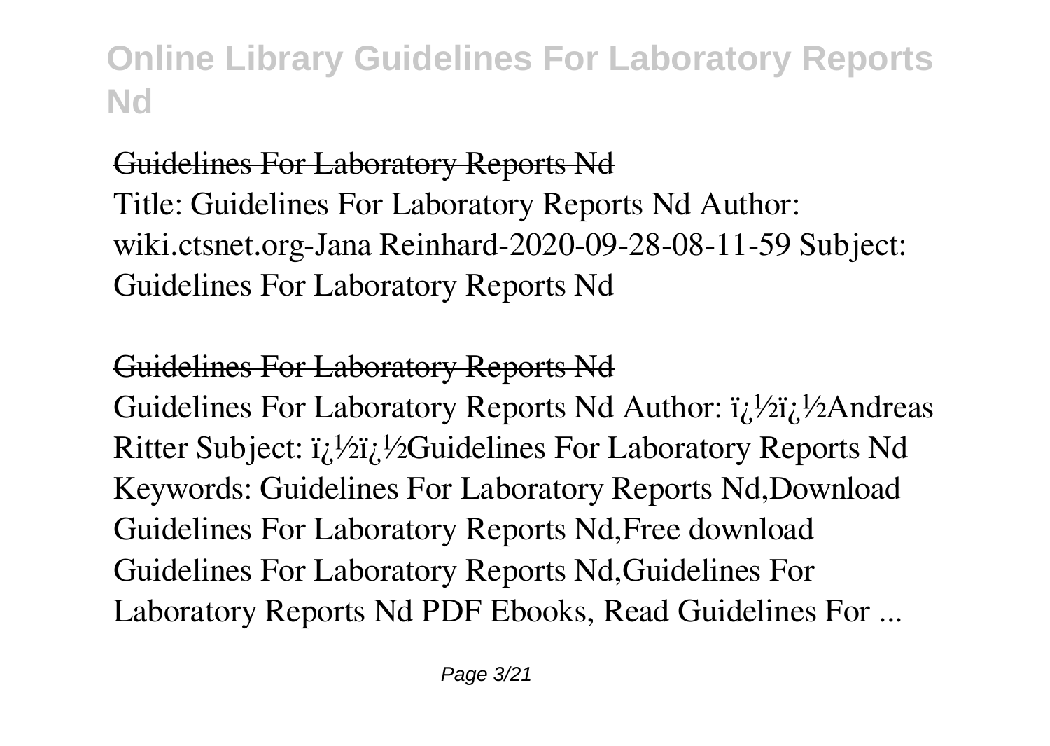## Guidelines For Laboratory Reports Nd

Title: Guidelines For Laboratory Reports Nd Author: wiki.ctsnet.org-Jana Reinhard-2020-09-28-08-11-59 Subject: Guidelines For Laboratory Reports Nd

## Guidelines For Laboratory Reports Nd

Guidelines For Laboratory Reports Nd Author: ï¿½ï¿½Andreas Ritter Subject: ï¿½ï¿½Guidelines For Laboratory Reports Nd Keywords: Guidelines For Laboratory Reports Nd,Download Guidelines For Laboratory Reports Nd,Free download Guidelines For Laboratory Reports Nd,Guidelines For Laboratory Reports Nd PDF Ebooks, Read Guidelines For ...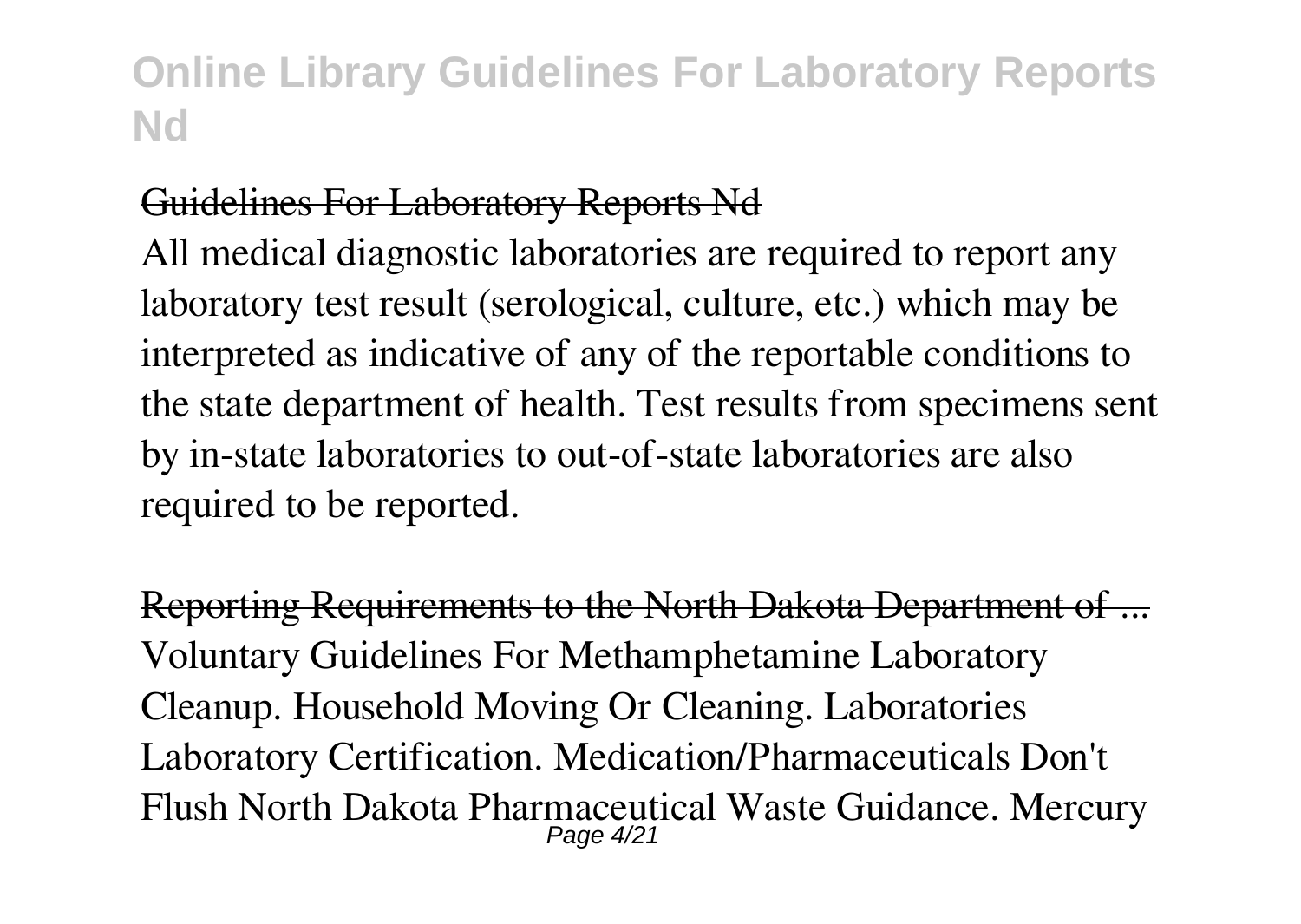## Guidelines For Laboratory Reports Nd

All medical diagnostic laboratories are required to report any laboratory test result (serological, culture, etc.) which may be interpreted as indicative of any of the reportable conditions to the state department of health. Test results from specimens sent by in-state laboratories to out-of-state laboratories are also required to be reported.

## Reporting Requirements to the North Dakota Department of ...

Voluntary Guidelines For Methamphetamine Laboratory Cleanup. Household Moving Or Cleaning. Laboratories Laboratory Certification. Medication/Pharmaceuticals Don't Flush North Dakota Pharmaceutical Waste Guidance. Mercury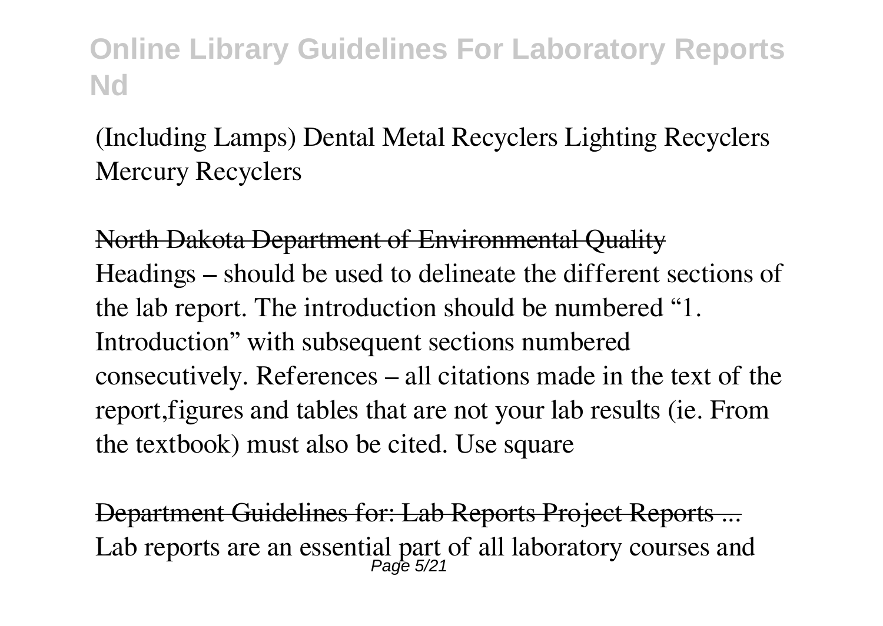(Including Lamps) Dental Metal Recyclers Lighting Recyclers Mercury Recyclers

~~North Dakota Department of Environmental Quality~~

Headings – should be used to delineate the different sections of the lab report. The introduction should be numbered "1. Introduction" with subsequent sections numbered consecutively. References – all citations made in the text of the report,figures and tables that are not your lab results (ie. From the textbook) must also be cited. Use square

~~Department Guidelines for: Lab Reports Project Reports ...~~

Lab reports are an essential part of all laboratory courses and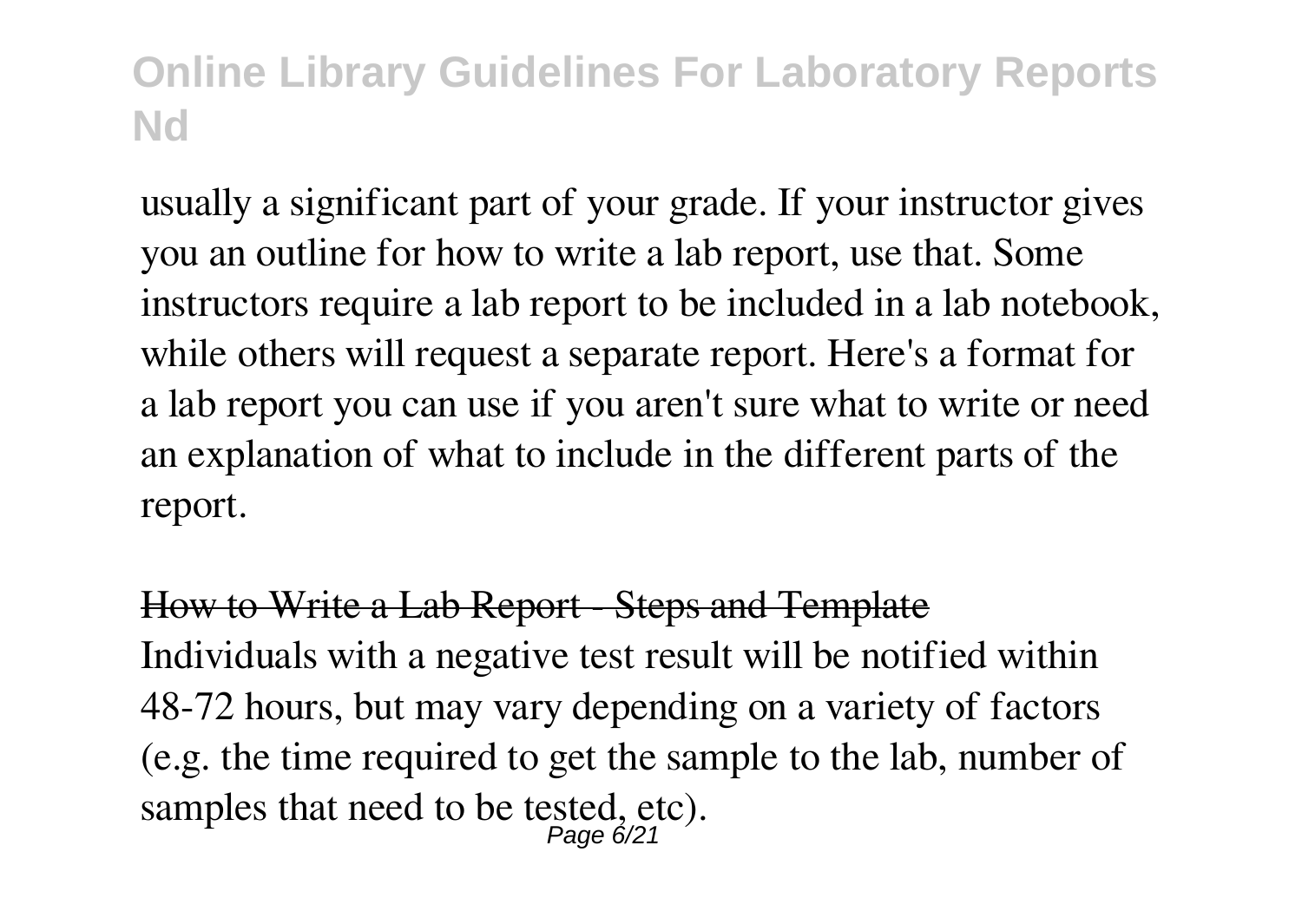usually a significant part of your grade. If your instructor gives you an outline for how to write a lab report, use that. Some instructors require a lab report to be included in a lab notebook, while others will request a separate report. Here's a format for a lab report you can use if you aren't sure what to write or need an explanation of what to include in the different parts of the report.

~~How to Write a Lab Report - Steps and Template~~

Individuals with a negative test result will be notified within 48-72 hours, but may vary depending on a variety of factors (e.g. the time required to get the sample to the lab, number of samples that need to be tested, etc).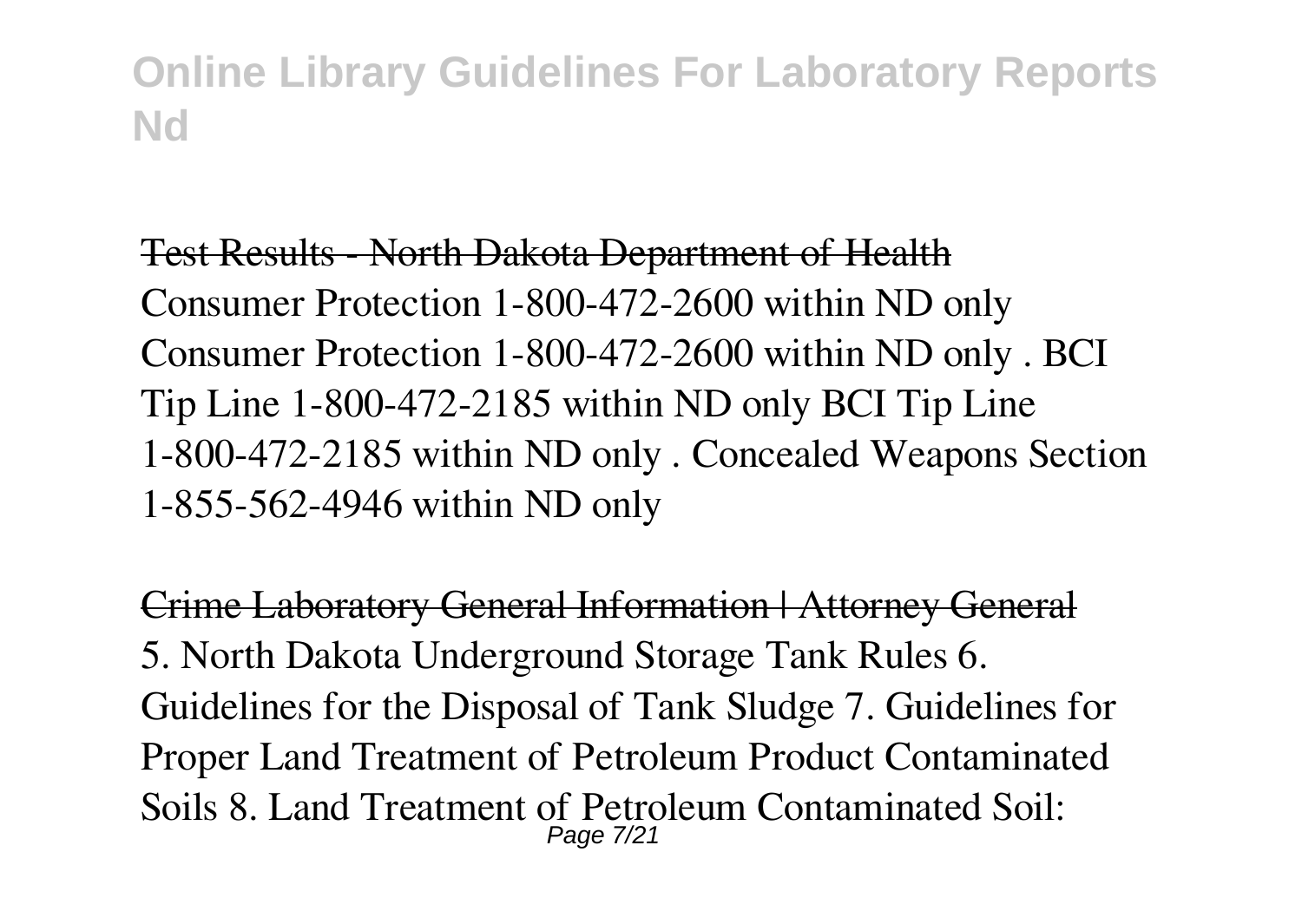Test Results - North Dakota Department of Health

Consumer Protection 1-800-472-2600 within ND only Consumer Protection 1-800-472-2600 within ND only . BCI Tip Line 1-800-472-2185 within ND only BCI Tip Line 1-800-472-2185 within ND only . Concealed Weapons Section 1-855-562-4946 within ND only

Crime Laboratory General Information | Attorney General

5. North Dakota Underground Storage Tank Rules 6. Guidelines for the Disposal of Tank Sludge 7. Guidelines for Proper Land Treatment of Petroleum Product Contaminated Soils 8. Land Treatment of Petroleum Contaminated Soil: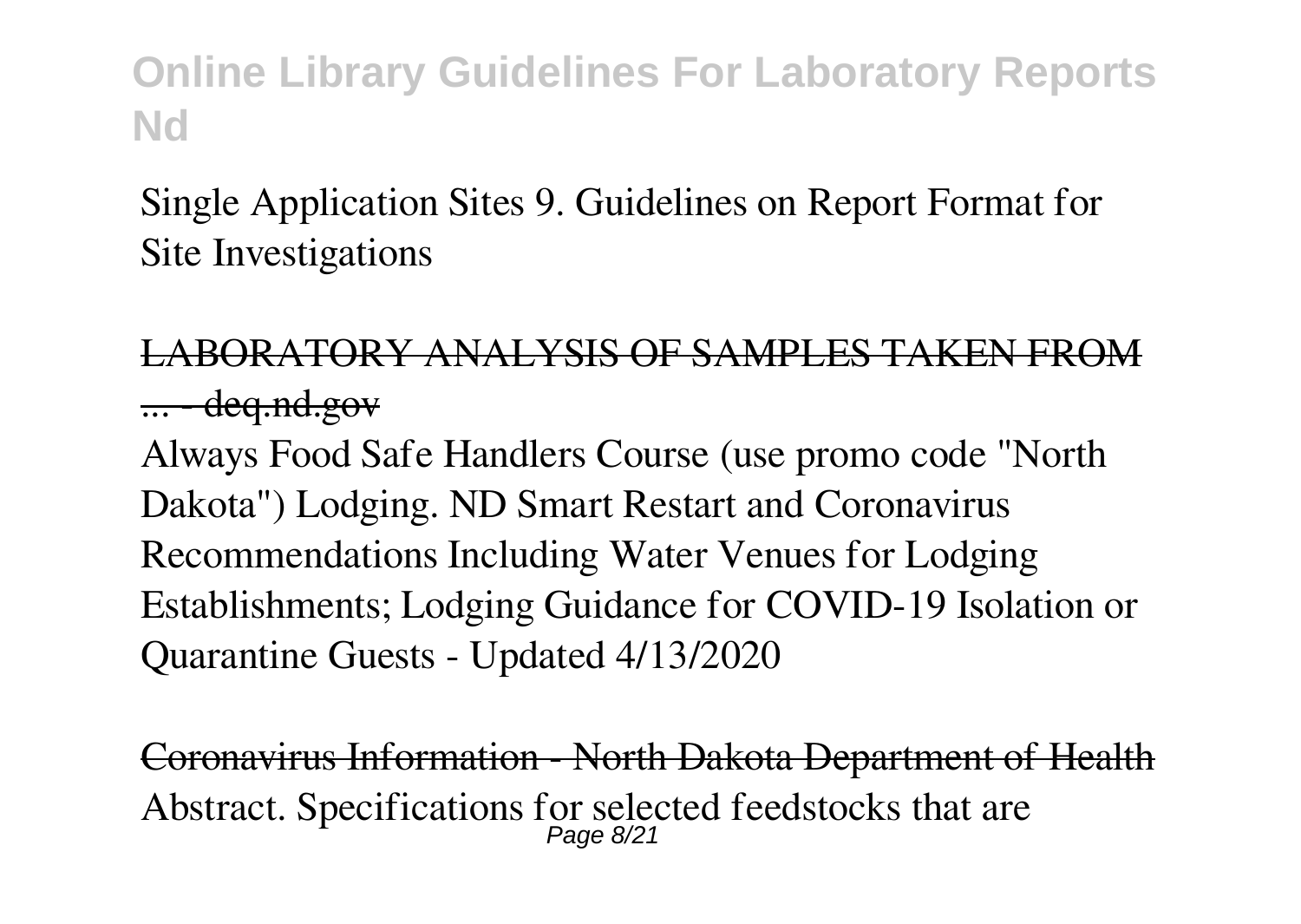Single Application Sites 9. Guidelines on Report Format for Site Investigations

LABORATORY ANALYSIS OF SAMPLES TAKEN FROM ... - deq.nd.gov

Always Food Safe Handlers Course (use promo code "North Dakota") Lodging. ND Smart Restart and Coronavirus Recommendations Including Water Venues for Lodging Establishments; Lodging Guidance for COVID-19 Isolation or Quarantine Guests - Updated 4/13/2020

Coronavirus Information - North Dakota Department of Health

Abstract. Specifications for selected feedstocks that are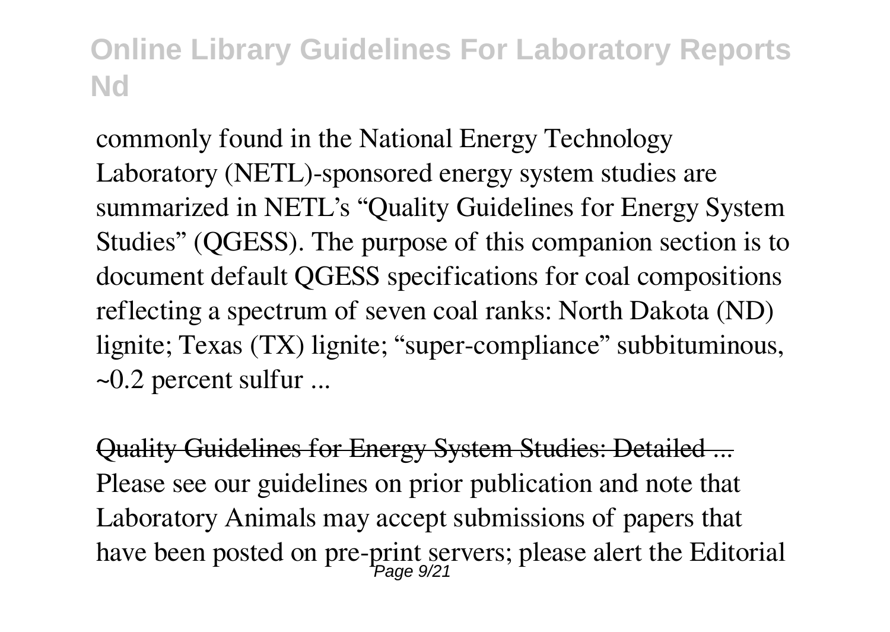commonly found in the National Energy Technology Laboratory (NETL)-sponsored energy system studies are summarized in NETL's "Quality Guidelines for Energy System Studies" (QGESS). The purpose of this companion section is to document default QGESS specifications for coal compositions reflecting a spectrum of seven coal ranks: North Dakota (ND) lignite; Texas (TX) lignite; "super-compliance" subbituminous, ~0.2 percent sulfur ...

Quality Guidelines for Energy System Studies: Detailed ...

Please see our guidelines on prior publication and note that Laboratory Animals may accept submissions of papers that have been posted on pre-print servers; please alert the Editorial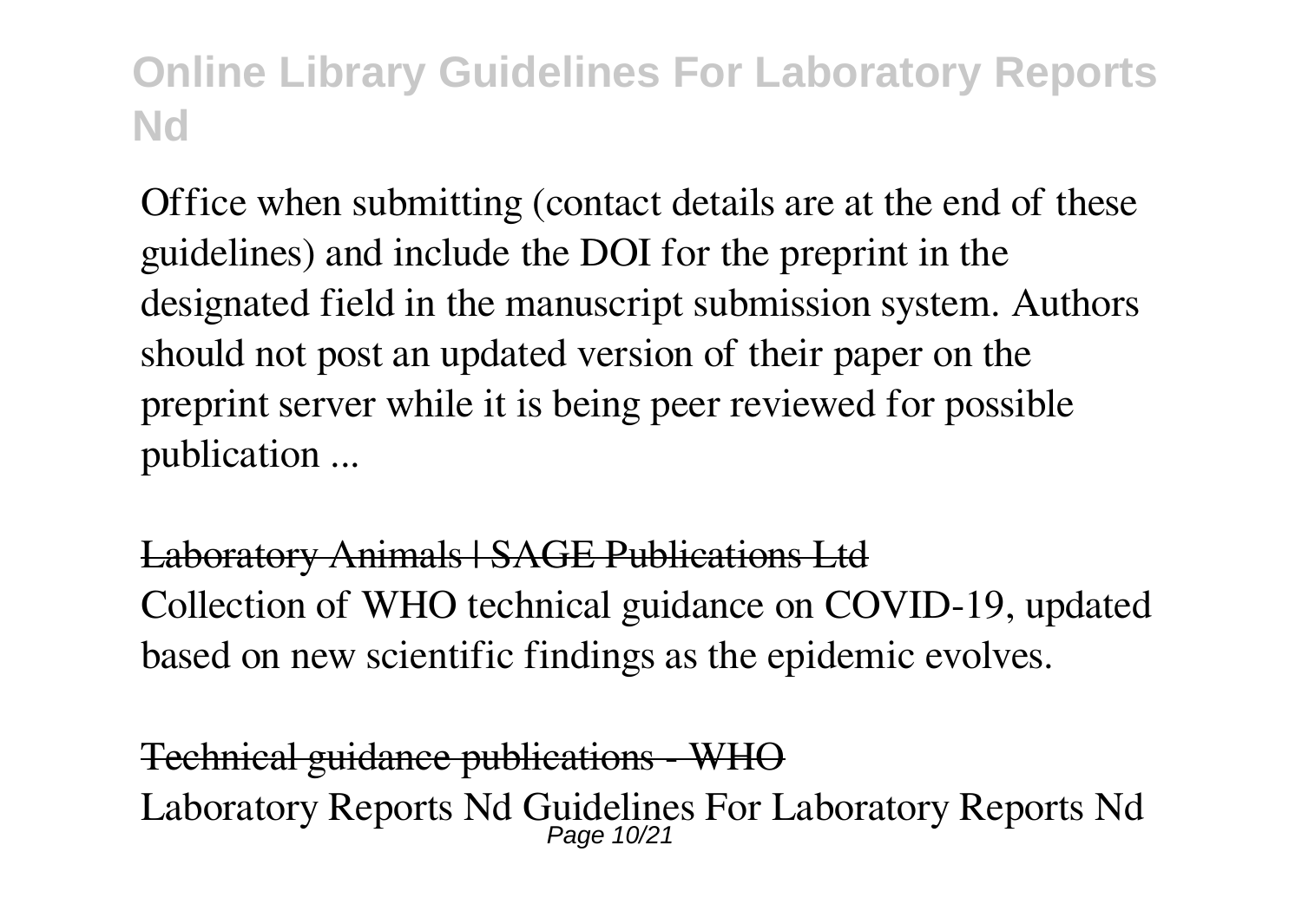Office when submitting (contact details are at the end of these guidelines) and include the DOI for the preprint in the designated field in the manuscript submission system. Authors should not post an updated version of their paper on the preprint server while it is being peer reviewed for possible publication ...

~~Laboratory Animals | SAGE Publications Ltd~~

Collection of WHO technical guidance on COVID-19, updated based on new scientific findings as the epidemic evolves.

~~Technical guidance publications - WHO~~

Laboratory Reports Nd Guidelines For Laboratory Reports Nd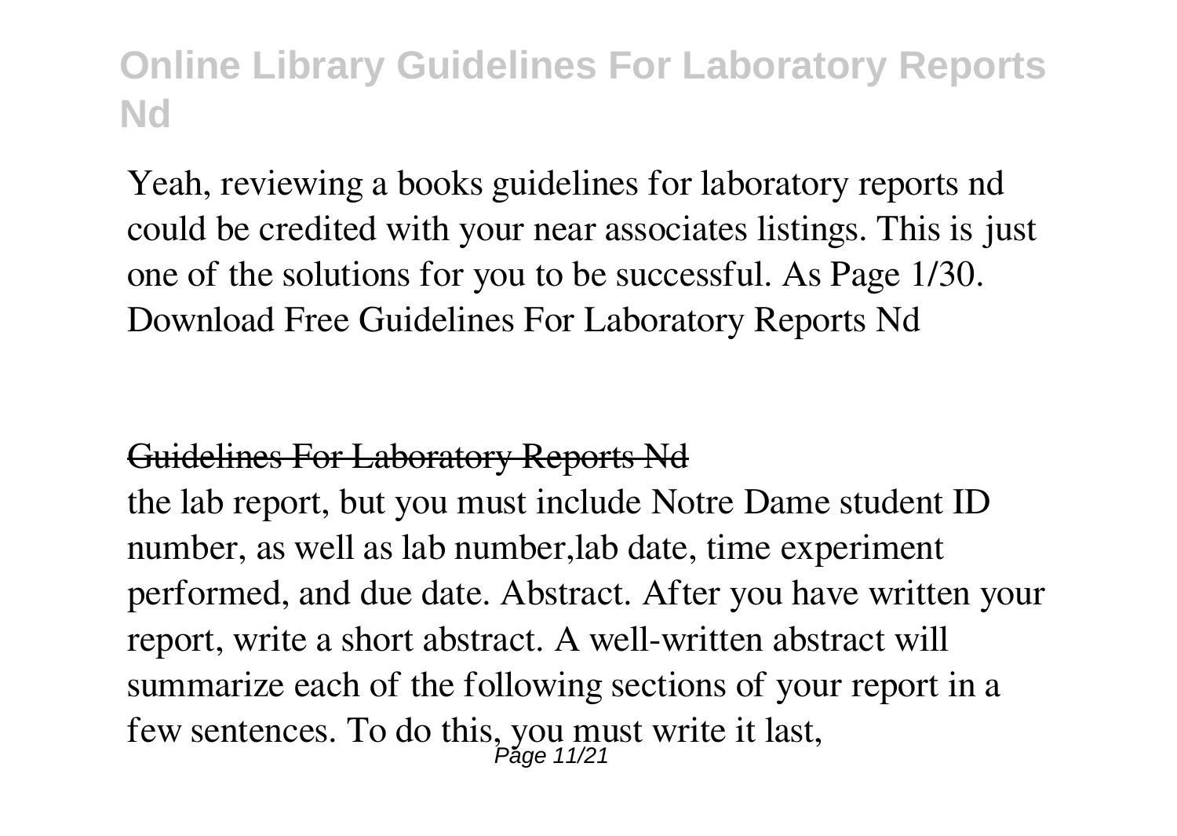Yeah, reviewing a books guidelines for laboratory reports nd could be credited with your near associates listings. This is just one of the solutions for you to be successful. As Page 1/30. Download Free Guidelines For Laboratory Reports Nd

## Guidelines For Laboratory Reports Nd

the lab report, but you must include Notre Dame student ID number, as well as lab number,lab date, time experiment performed, and due date. Abstract. After you have written your report, write a short abstract. A well-written abstract will summarize each of the following sections of your report in a few sentences. To do this, you must write it last,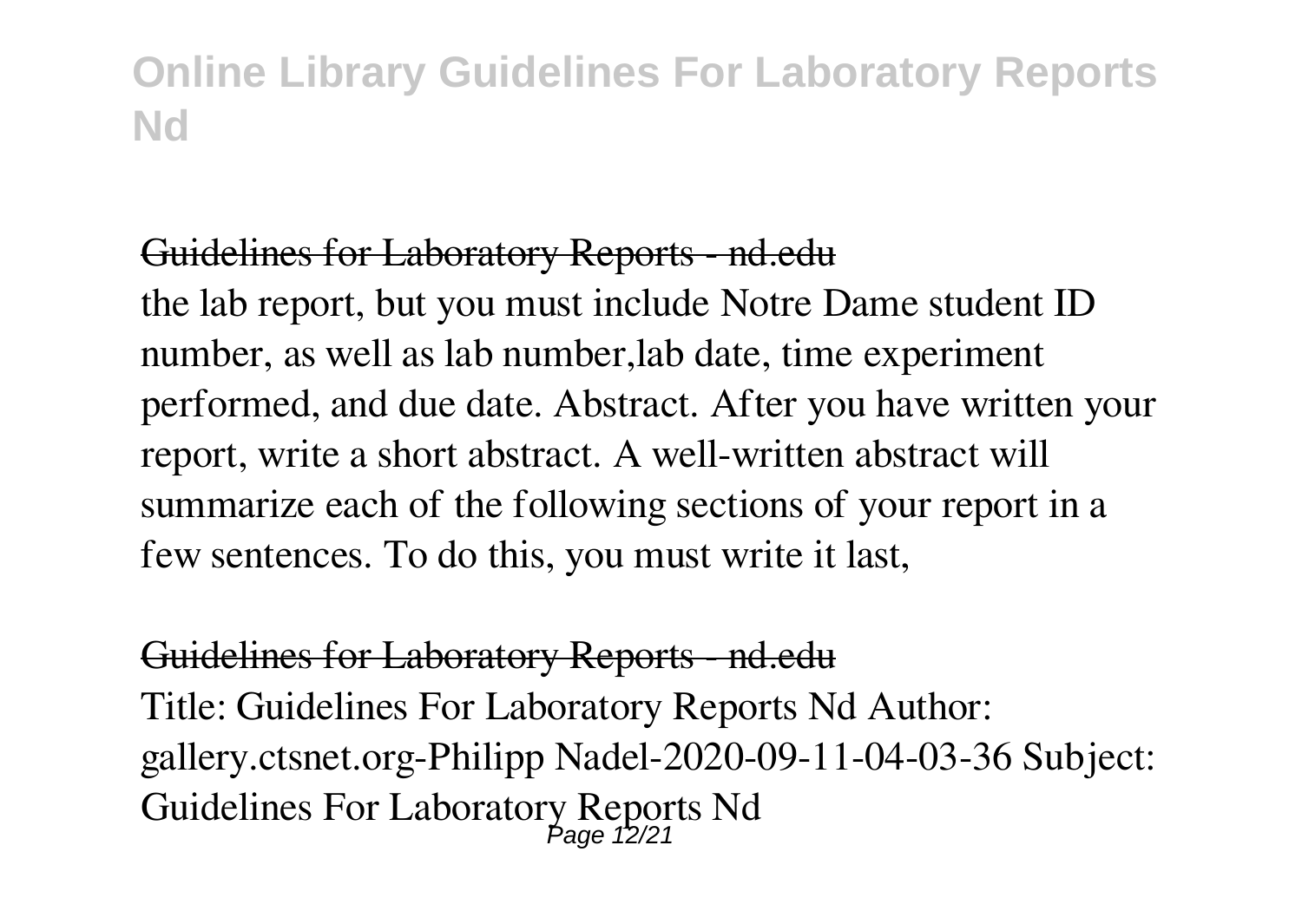## Guidelines for Laboratory Reports - nd.edu

the lab report, but you must include Notre Dame student ID number, as well as lab number,lab date, time experiment performed, and due date. Abstract. After you have written your report, write a short abstract. A well-written abstract will summarize each of the following sections of your report in a few sentences. To do this, you must write it last,

## Guidelines for Laboratory Reports - nd.edu

Title: Guidelines For Laboratory Reports Nd Author: gallery.ctsnet.org-Philipp Nadel-2020-09-11-04-03-36 Subject: Guidelines For Laboratory Reports Nd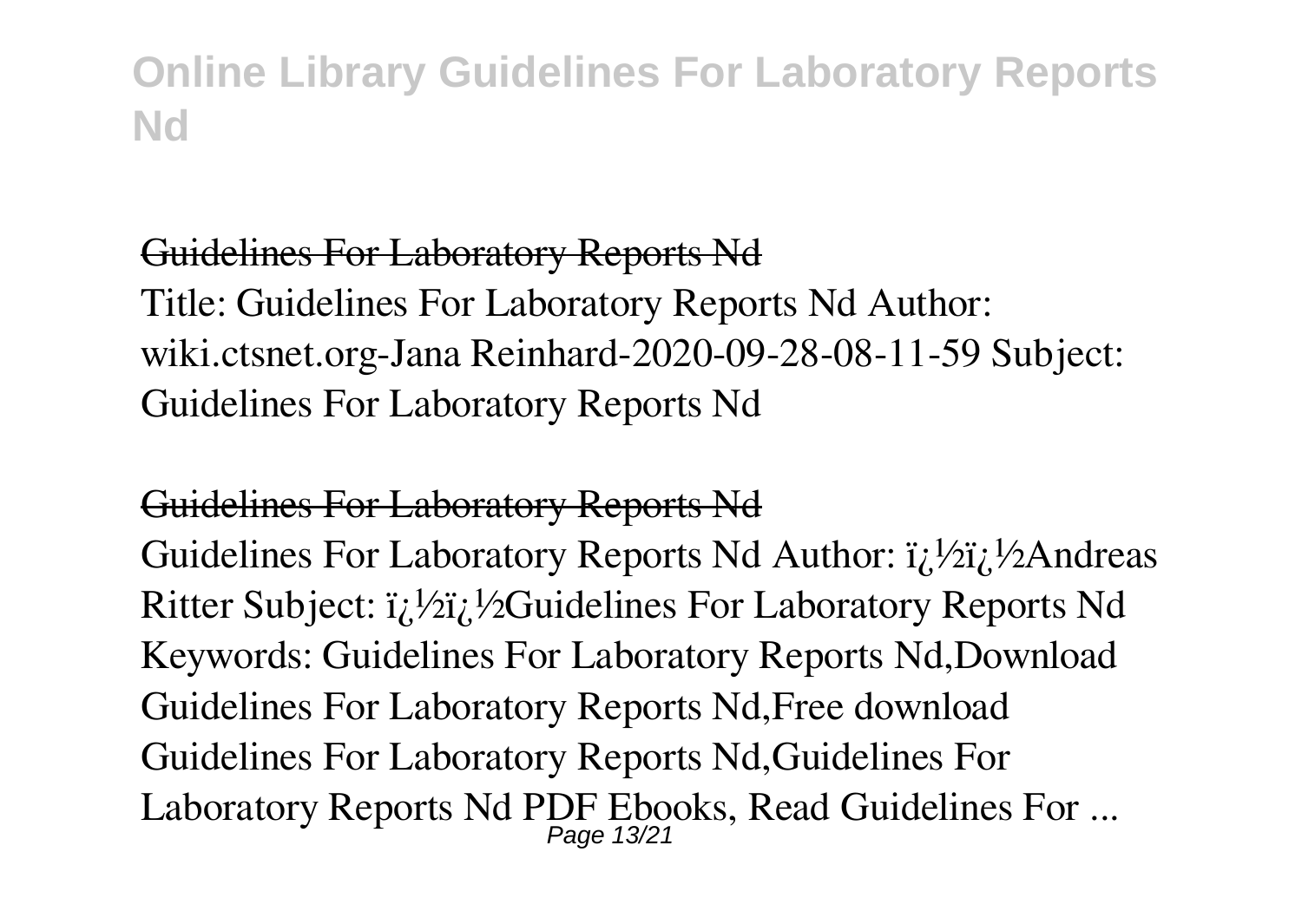## Guidelines For Laboratory Reports Nd

Title: Guidelines For Laboratory Reports Nd Author: wiki.ctsnet.org-Jana Reinhard-2020-09-28-08-11-59 Subject: Guidelines For Laboratory Reports Nd

## Guidelines For Laboratory Reports Nd

Guidelines For Laboratory Reports Nd Author: ï¿½ï¿½Andreas Ritter Subject: ï¿½ï¿½Guidelines For Laboratory Reports Nd Keywords: Guidelines For Laboratory Reports Nd,Download Guidelines For Laboratory Reports Nd,Free download Guidelines For Laboratory Reports Nd,Guidelines For Laboratory Reports Nd PDF Ebooks, Read Guidelines For ...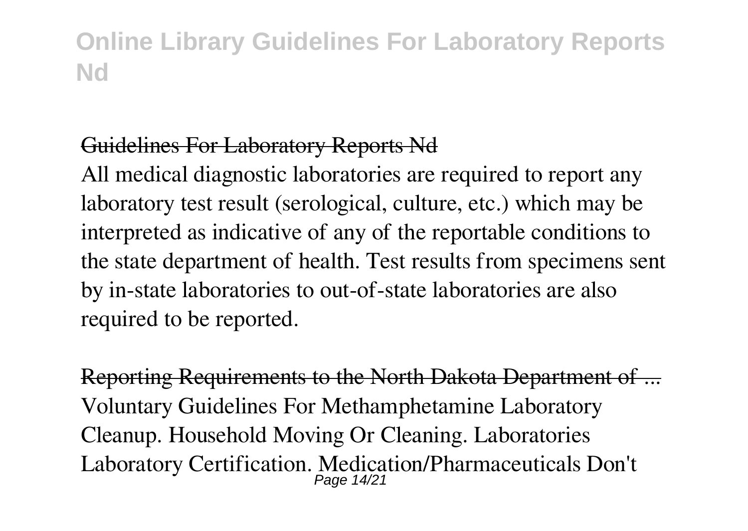## Guidelines For Laboratory Reports Nd

All medical diagnostic laboratories are required to report any laboratory test result (serological, culture, etc.) which may be interpreted as indicative of any of the reportable conditions to the state department of health. Test results from specimens sent by in-state laboratories to out-of-state laboratories are also required to be reported.

## Reporting Requirements to the North Dakota Department of ...

Voluntary Guidelines For Methamphetamine Laboratory Cleanup. Household Moving Or Cleaning. Laboratories Laboratory Certification. Medication/Pharmaceuticals Don't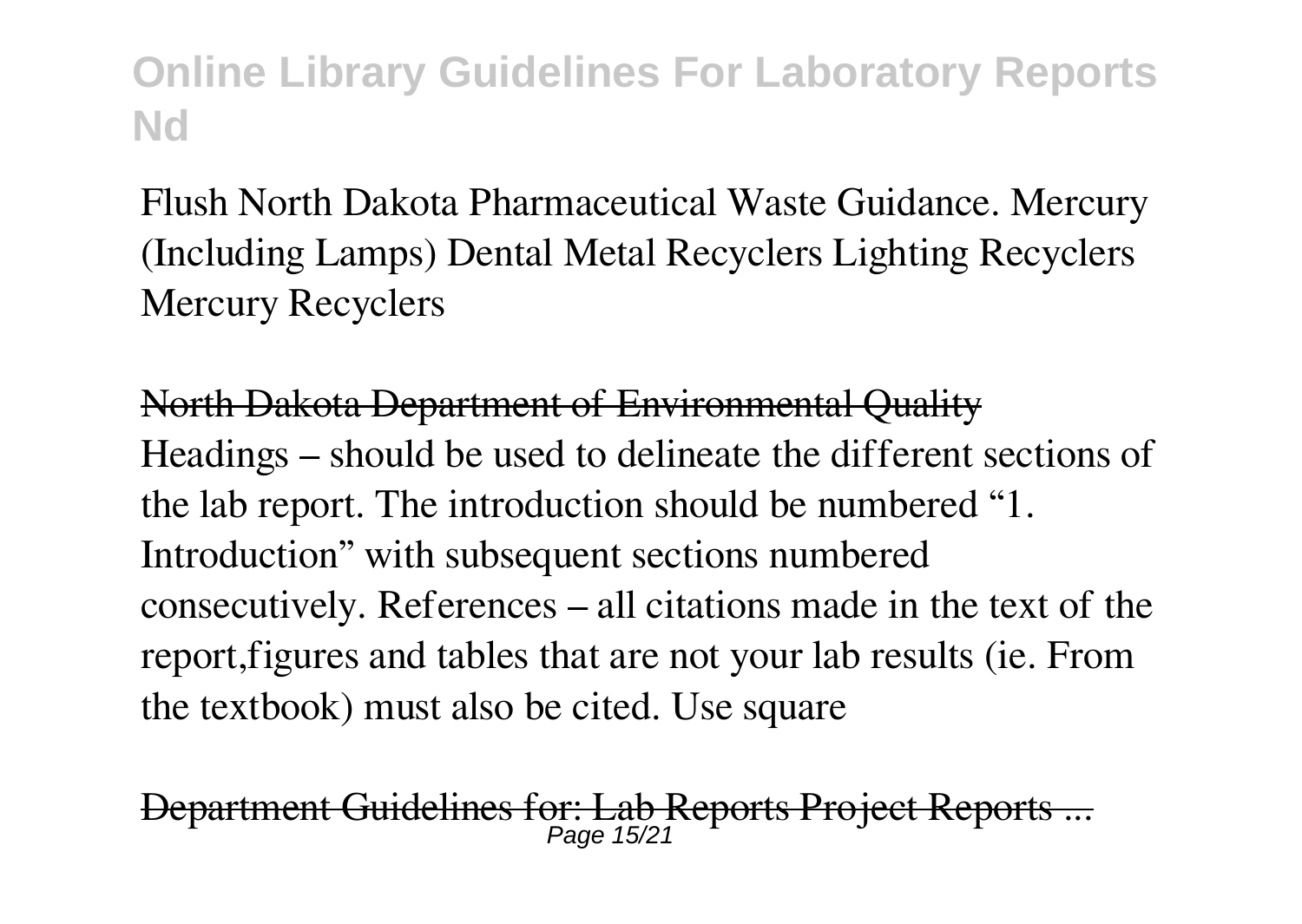Flush North Dakota Pharmaceutical Waste Guidance. Mercury (Including Lamps) Dental Metal Recyclers Lighting Recyclers Mercury Recyclers

~~North Dakota Department of Environmental Quality~~

Headings – should be used to delineate the different sections of the lab report. The introduction should be numbered "1. Introduction" with subsequent sections numbered consecutively. References – all citations made in the text of the report,figures and tables that are not your lab results (ie. From the textbook) must also be cited. Use square

~~Department Guidelines for: Lab Reports Project Reports ...~~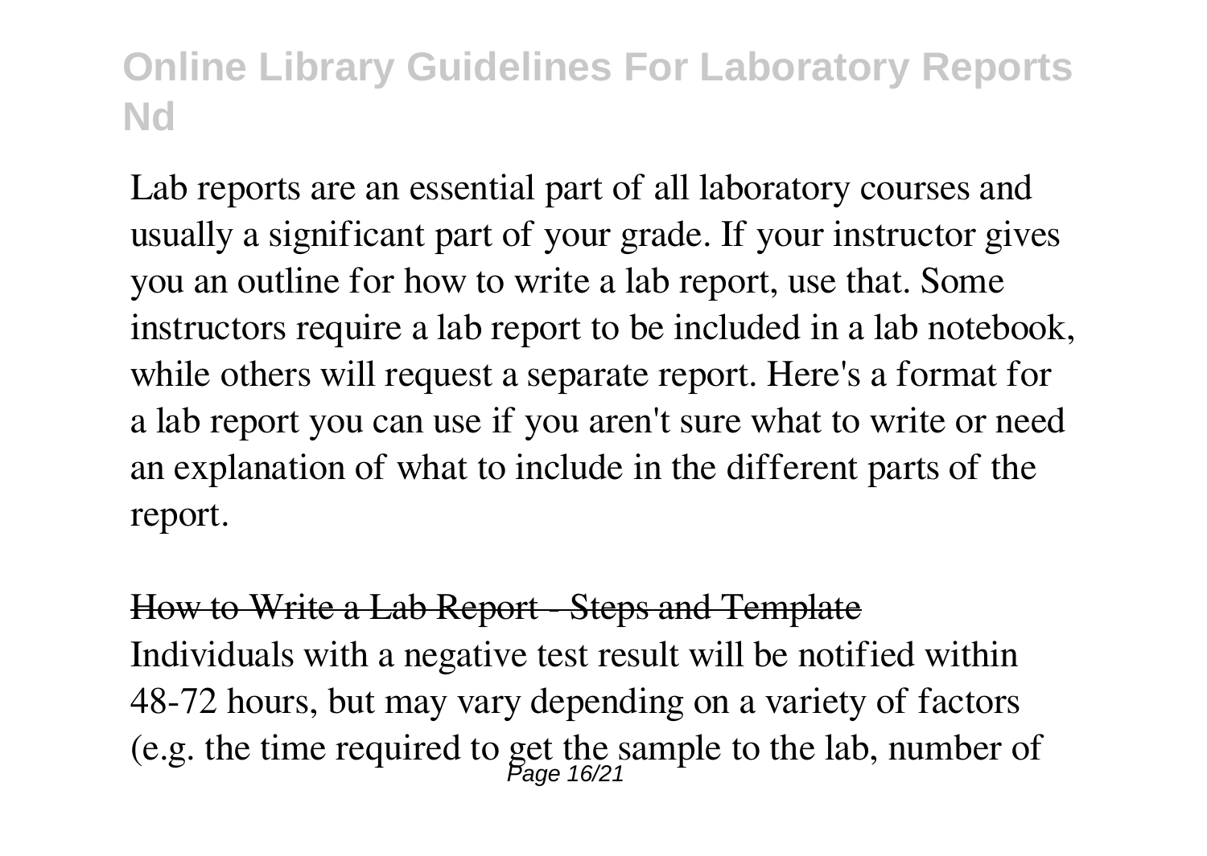Lab reports are an essential part of all laboratory courses and usually a significant part of your grade. If your instructor gives you an outline for how to write a lab report, use that. Some instructors require a lab report to be included in a lab notebook, while others will request a separate report. Here's a format for a lab report you can use if you aren't sure what to write or need an explanation of what to include in the different parts of the report.

~~How to Write a Lab Report - Steps and Template~~

Individuals with a negative test result will be notified within 48-72 hours, but may vary depending on a variety of factors (e.g. the time required to get the sample to the lab, number of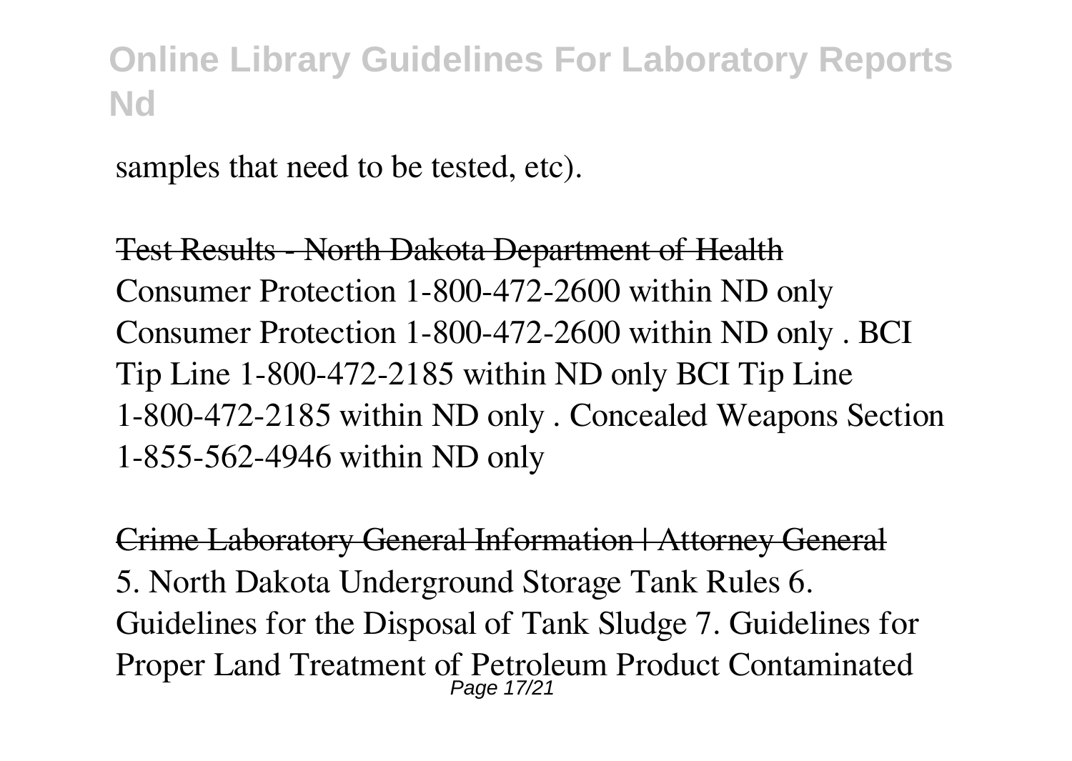samples that need to be tested, etc).

~~Test Results - North Dakota Department of Health~~

Consumer Protection 1-800-472-2600 within ND only Consumer Protection 1-800-472-2600 within ND only . BCI Tip Line 1-800-472-2185 within ND only BCI Tip Line 1-800-472-2185 within ND only . Concealed Weapons Section 1-855-562-4946 within ND only

~~Crime Laboratory General Information | Attorney General~~

5. North Dakota Underground Storage Tank Rules 6. Guidelines for the Disposal of Tank Sludge 7. Guidelines for Proper Land Treatment of Petroleum Product Contaminated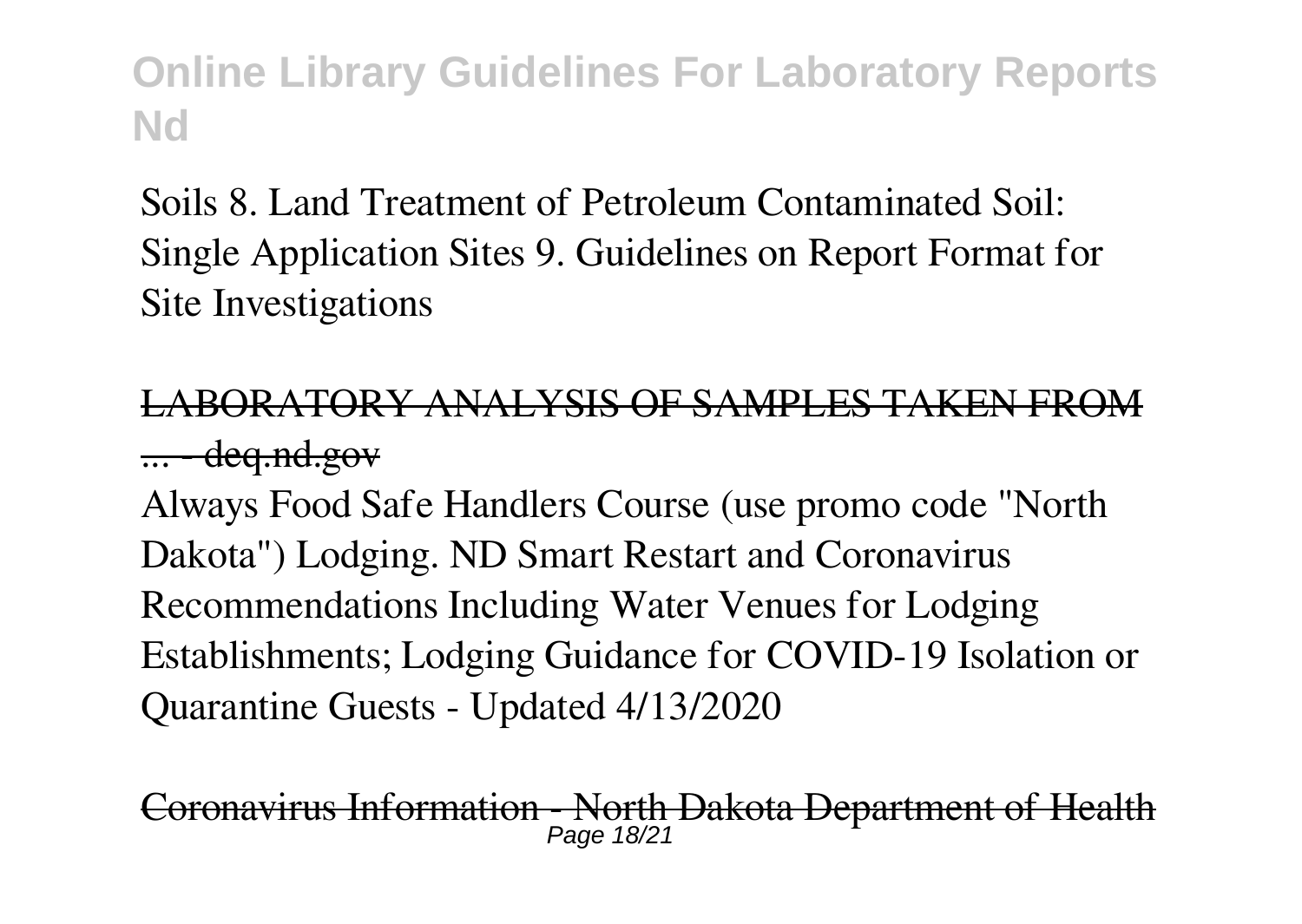Soils 8. Land Treatment of Petroleum Contaminated Soil: Single Application Sites 9. Guidelines on Report Format for Site Investigations

## LABORATORY ANALYSIS OF SAMPLES TAKEN FROM ... - deq.nd.gov

Always Food Safe Handlers Course (use promo code "North Dakota") Lodging. ND Smart Restart and Coronavirus Recommendations Including Water Venues for Lodging Establishments; Lodging Guidance for COVID-19 Isolation or Quarantine Guests - Updated 4/13/2020

## Coronavirus Information - North Dakota Department of Health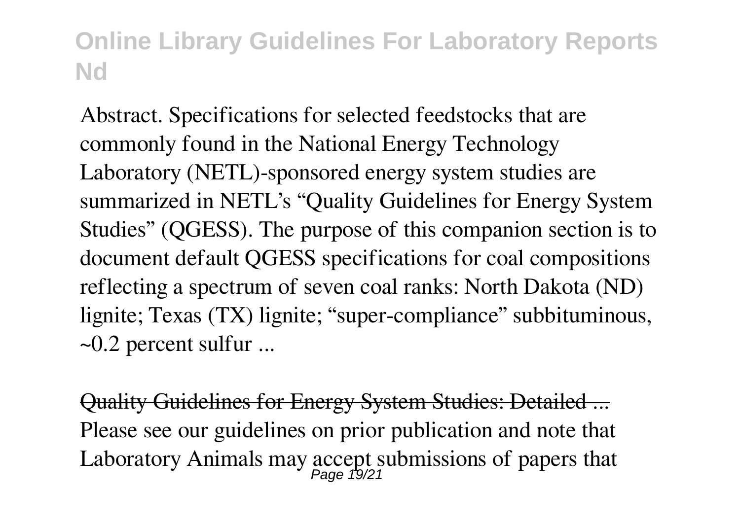Abstract. Specifications for selected feedstocks that are commonly found in the National Energy Technology Laboratory (NETL)-sponsored energy system studies are summarized in NETL's "Quality Guidelines for Energy System Studies" (QGESS). The purpose of this companion section is to document default QGESS specifications for coal compositions reflecting a spectrum of seven coal ranks: North Dakota (ND) lignite; Texas (TX) lignite; "super-compliance" subbituminous, ~0.2 percent sulfur ...

Quality Guidelines for Energy System Studies: Detailed ...

Please see our guidelines on prior publication and note that Laboratory Animals may accept submissions of papers that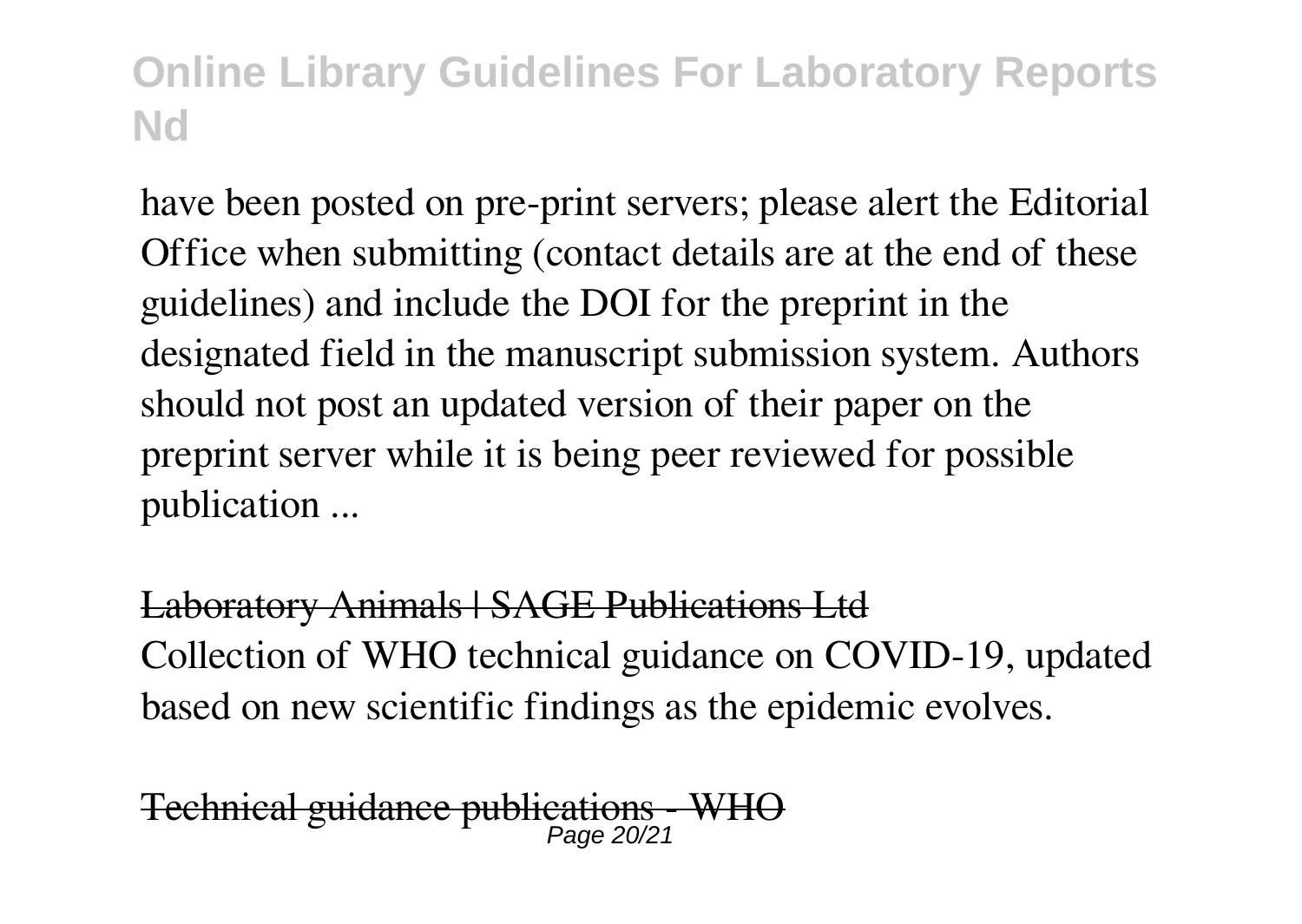have been posted on pre-print servers; please alert the Editorial Office when submitting (contact details are at the end of these guidelines) and include the DOI for the preprint in the designated field in the manuscript submission system. Authors should not post an updated version of their paper on the preprint server while it is being peer reviewed for possible publication ...

~~Laboratory Animals | SAGE Publications Ltd~~

Collection of WHO technical guidance on COVID-19, updated based on new scientific findings as the epidemic evolves.

~~Technical guidance publications - WHO~~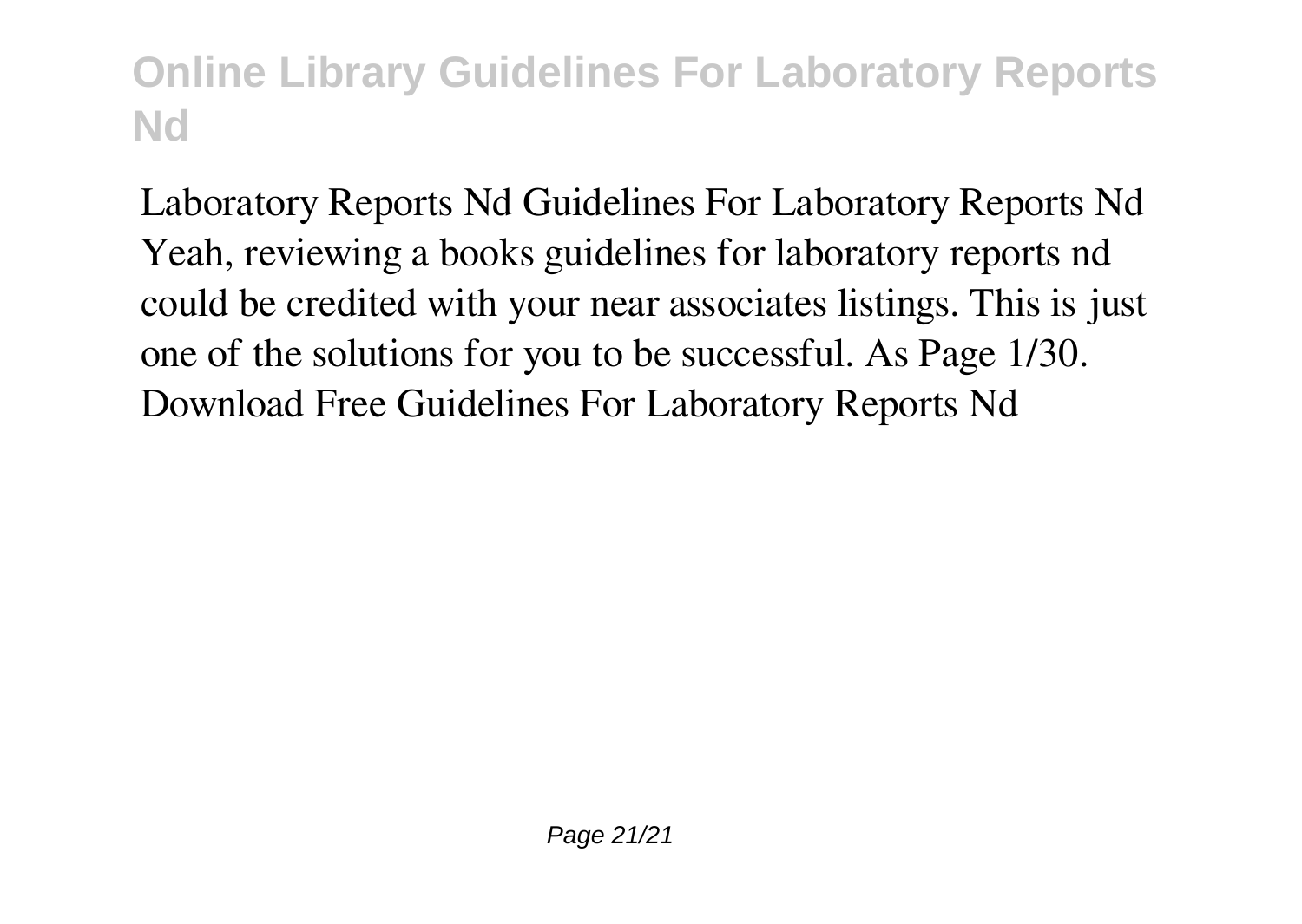Laboratory Reports Nd Guidelines For Laboratory Reports Nd Yeah, reviewing a books guidelines for laboratory reports nd could be credited with your near associates listings. This is just one of the solutions for you to be successful. As Page 1/30. Download Free Guidelines For Laboratory Reports Nd